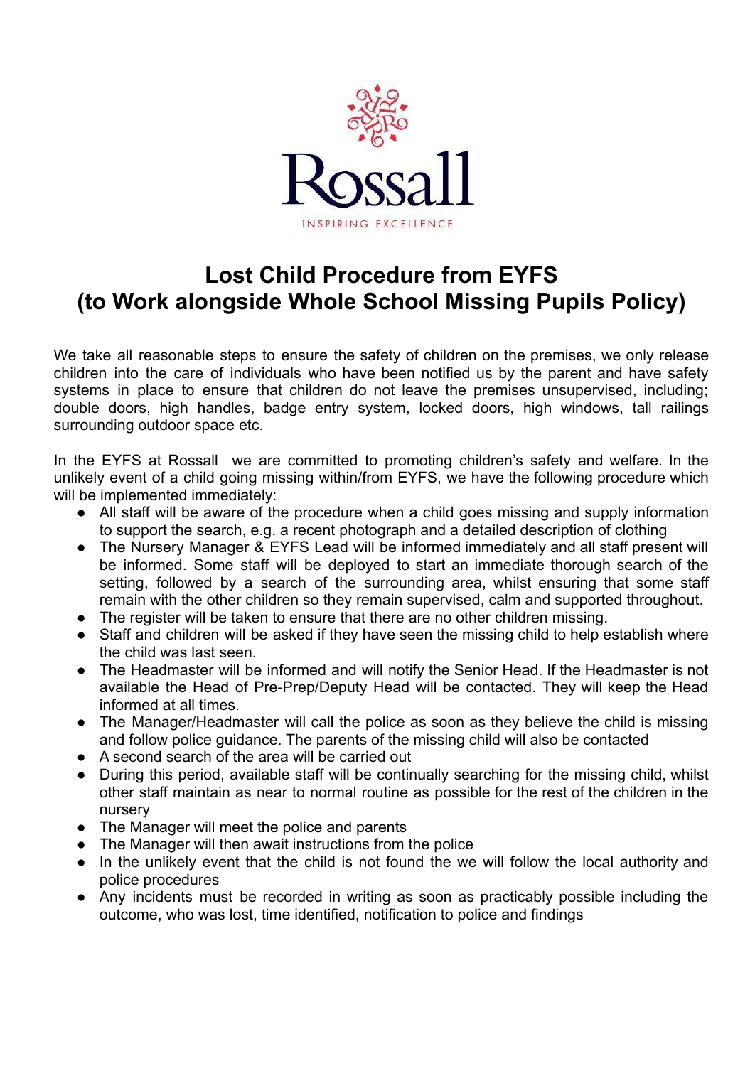Rossall

INSPIRING EXCELLENCE

# Lost Child Procedure from EYFS (to Work alongside Whole School Missing Pupils Policy)

We take all reasonable steps to ensure the safety of children on the premises, we only release children into the care of individuals who have been notified us by the parent and have safety systems in place to ensure that children do not leave the premises unsupervised, including; double doors, high handles, badge entry system, locked doors, high windows, tall railings surrounding outdoor space etc.

In the EYFS at Rossall we are committed to promoting children's safety and welfare. In the unlikely event of a child going missing within/from EYFS, we have the following procedure which will be implemented immediately:

- All staff will be aware of the procedure when a child goes missing and supply information to support the search, e.g. a recent photograph and a detailed description of clothing
- The Nursery Manager & EYFS Lead will be informed immediately and all staff present will be informed. Some staff will be deployed to start an immediate thorough search of the setting, followed by a search of the surrounding area, whilst ensuring that some staff remain with the other children so they remain supervised, calm and supported throughout.
- The register will be taken to ensure that there are no other children missing.
- Staff and children will be asked if they have seen the missing child to help establish where the child was last seen.
- The Headmaster will be informed and will notify the Senior Head. If the Headmaster is not available the Head of Pre-Prep/Deputy Head will be contacted. They will keep the Head informed at all times.
- The Manager/Headmaster will call the police as soon as they believe the child is missing and follow police guidance. The parents of the missing child will also be contacted
- A second search of the area will be carried out
- During this period, available staff will be continually searching for the missing child, whilst other staff maintain as near to normal routine as possible for the rest of the children in the nursery
- The Manager will meet the police and parents
- The Manager will then await instructions from the police
- In the unlikely event that the child is not found the we will follow the local authority and police procedures
- Any incidents must be recorded in writing as soon as practicably possible including the outcome, who was lost, time identified, notification to police and findings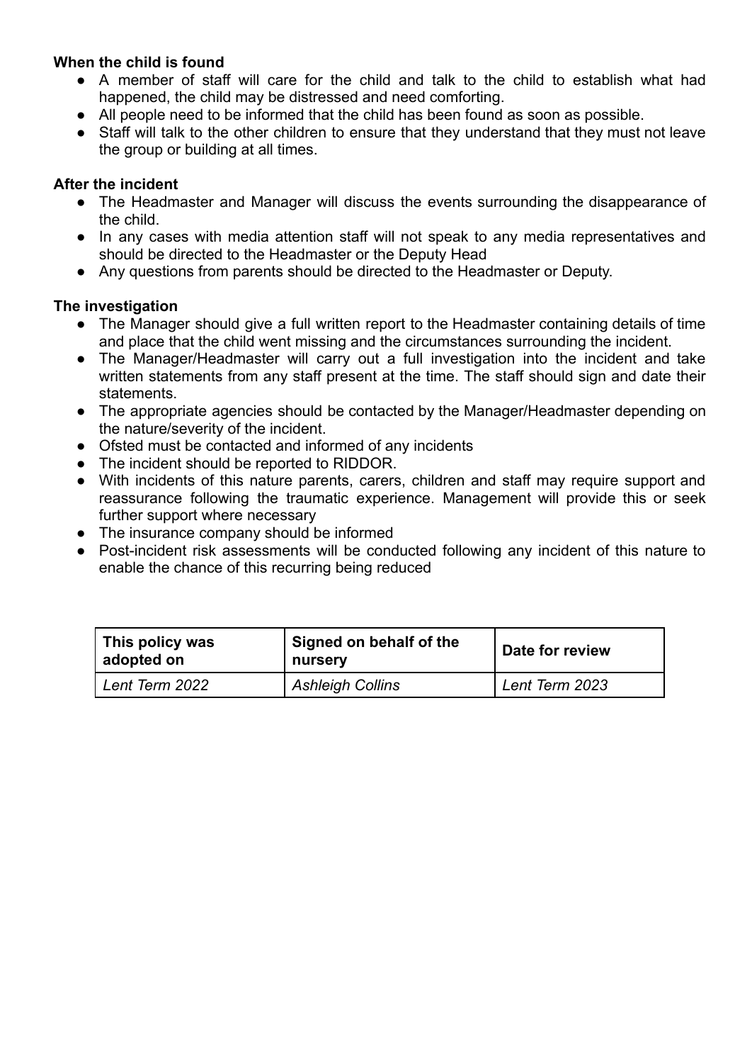**When the child is found**

- A member of staff will care for the child and talk to the child to establish what had happened, the child may be distressed and need comforting.
- All people need to be informed that the child has been found as soon as possible.
- Staff will talk to the other children to ensure that they understand that they must not leave the group or building at all times.

**After the incident**

- The Headmaster and Manager will discuss the events surrounding the disappearance of the child.
- In any cases with media attention staff will not speak to any media representatives and should be directed to the Headmaster or the Deputy Head
- Any questions from parents should be directed to the Headmaster or Deputy.

**The investigation**

- The Manager should give a full written report to the Headmaster containing details of time and place that the child went missing and the circumstances surrounding the incident.
- The Manager/Headmaster will carry out a full investigation into the incident and take written statements from any staff present at the time. The staff should sign and date their statements.
- The appropriate agencies should be contacted by the Manager/Headmaster depending on the nature/severity of the incident.
- Ofsted must be contacted and informed of any incidents
- The incident should be reported to RIDDOR.
- With incidents of this nature parents, carers, children and staff may require support and reassurance following the traumatic experience. Management will provide this or seek further support where necessary
- The insurance company should be informed
- Post-incident risk assessments will be conducted following any incident of this nature to enable the chance of this recurring being reduced

| **This policy was adopted on** | **Signed on behalf of the nursery** | **Date for review** |
|---|---|---|
| *Lent Term 2022* | *Ashleigh Collins* | *Lent Term 2023* |